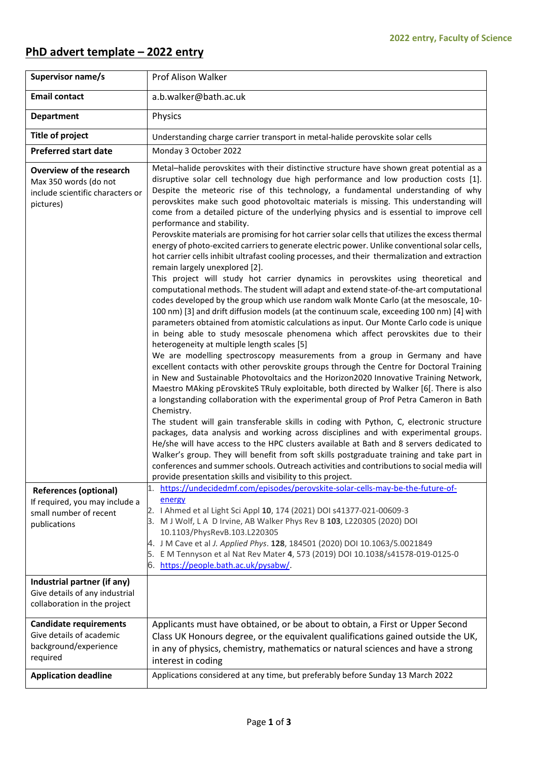2022 entry, Faculty of Science

# PhD advert template – 2022 entry

| | |
|---|---|
| **Supervisor name/s** | Prof Alison Walker |
| **Email contact** | a.b.walker@bath.ac.uk |
| **Department** | Physics |
| **Title of project** | Understanding charge carrier transport in metal-halide perovskite solar cells |
| **Preferred start date** | Monday 3 October 2022 |
| **Overview of the research** Max 350 words (do not include scientific characters or pictures) | Metal–halide perovskites with their distinctive structure have shown great potential as a disruptive solar cell technology due high performance and low production costs [1]. Despite the meteoric rise of this technology, a fundamental understanding of why perovskites make such good photovoltaic materials is missing. This understanding will come from a detailed picture of the underlying physics and is essential to improve cell performance and stability.<br>Perovskite materials are promising for hot carrier solar cells that utilizes the excess thermal energy of photo-excited carriers to generate electric power. Unlike conventional solar cells, hot carrier cells inhibit ultrafast cooling processes, and their thermalization and extraction remain largely unexplored [2].<br>This project will study hot carrier dynamics in perovskites using theoretical and computational methods. The student will adapt and extend state-of-the-art computational codes developed by the group which use random walk Monte Carlo (at the mesoscale, 10-100 nm) [3] and drift diffusion models (at the continuum scale, exceeding 100 nm) [4] with parameters obtained from atomistic calculations as input. Our Monte Carlo code is unique in being able to study mesoscale phenomena which affect perovskites due to their heterogeneity at multiple length scales [5]<br>We are modelling spectroscopy measurements from a group in Germany and have excellent contacts with other perovskite groups through the Centre for Doctoral Training in New and Sustainable Photovoltaics and the Horizon2020 Innovative Training Network, Maestro MAking pErovskiteS TRuly exploitable, both directed by Walker [6[. There is also a longstanding collaboration with the experimental group of Prof Petra Cameron in Bath Chemistry.<br>The student will gain transferable skills in coding with Python, C, electronic structure packages, data analysis and working across disciplines and with experimental groups. He/she will have access to the HPC clusters available at Bath and 8 servers dedicated to Walker's group. They will benefit from soft skills postgraduate training and take part in conferences and summer schools. Outreach activities and contributions to social media will provide presentation skills and visibility to this project. |
| **References (optional)** If required, you may include a small number of recent publications | 1. https://undecidedmf.com/episodes/perovskite-solar-cells-may-be-the-future-of-energy<br>2. I Ahmed et al Light Sci Appl **10**, 174 (2021) DOI s41377-021-00609-3<br>3. M J Wolf, L A D Irvine, AB Walker Phys Rev B **103**, L220305 (2020) DOI 10.1103/PhysRevB.103.L220305<br>4. J M Cave et al *J. Applied Phys*. **128**, 184501 (2020) DOI 10.1063/5.0021849<br>5. E M Tennyson et al Nat Rev Mater **4**, 573 (2019) DOI 10.1038/s41578-019-0125-0<br>6. https://people.bath.ac.uk/pysabw/. |
| **Industrial partner (if any)** Give details of any industrial collaboration in the project | |
| **Candidate requirements** Give details of academic background/experience required | Applicants must have obtained, or be about to obtain, a First or Upper Second Class UK Honours degree, or the equivalent qualifications gained outside the UK, in any of physics, chemistry, mathematics or natural sciences and have a strong interest in coding |
| **Application deadline** | Applications considered at any time, but preferably before Sunday 13 March 2022 |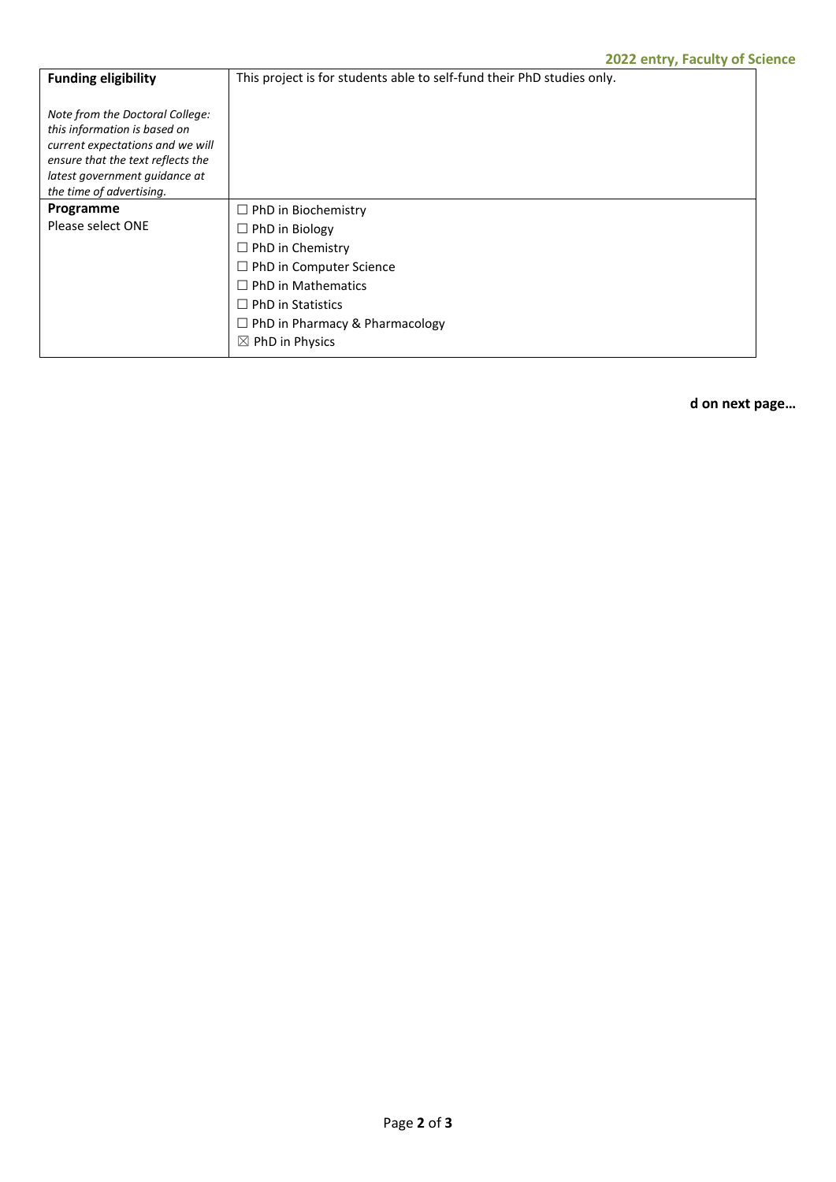| Funding eligibility<br><br>*Note from the Doctoral College: this information is based on current expectations and we will ensure that the text reflects the latest government guidance at the time of advertising.* | This project is for students able to self-fund their PhD studies only. |
|---|---|
| **Programme**<br>Please select ONE | ☐ PhD in Biochemistry<br>☐ PhD in Biology<br>☐ PhD in Chemistry<br>☐ PhD in Computer Science<br>☐ PhD in Mathematics<br>☐ PhD in Statistics<br>☐ PhD in Pharmacy & Pharmacology<br>☒ PhD in Physics |

**d on next page…**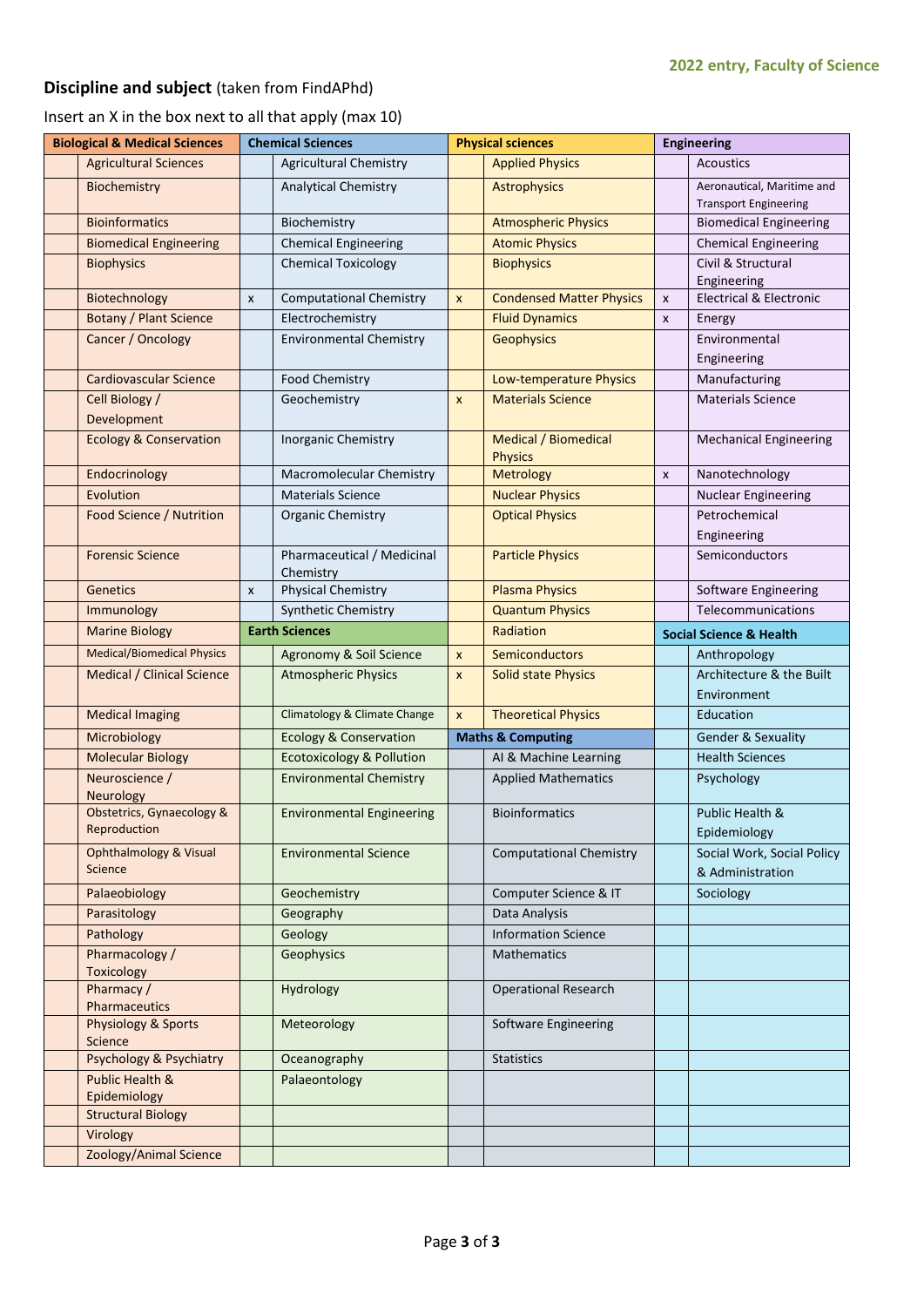**2022 entry, Faculty of Science**

## Discipline and subject (taken from FindAPhd)

Insert an X in the box next to all that apply (max 10)

| | Biological & Medical Sciences | | Chemical Sciences | | Physical sciences | | Engineering |
|---|---|---|---|---|---|---|---|
| | Agricultural Sciences | | Agricultural Chemistry | | Applied Physics | | Acoustics |
| | Biochemistry | | Analytical Chemistry | | Astrophysics | | Aeronautical, Maritime and Transport Engineering |
| | Bioinformatics | | Biochemistry | | Atmospheric Physics | | Biomedical Engineering |
| | Biomedical Engineering | | Chemical Engineering | | Atomic Physics | | Chemical Engineering |
| | Biophysics | | Chemical Toxicology | | Biophysics | | Civil & Structural Engineering |
| | Biotechnology | x | Computational Chemistry | x | Condensed Matter Physics | x | Electrical & Electronic |
| | Botany / Plant Science | | Electrochemistry | | Fluid Dynamics | x | Energy |
| | Cancer / Oncology | | Environmental Chemistry | | Geophysics | | Environmental Engineering |
| | Cardiovascular Science | | Food Chemistry | | Low-temperature Physics | | Manufacturing |
| | Cell Biology / Development | | Geochemistry | x | Materials Science | | Materials Science |
| | Ecology & Conservation | | Inorganic Chemistry | | Medical / Biomedical Physics | | Mechanical Engineering |
| | Endocrinology | | Macromolecular Chemistry | | Metrology | x | Nanotechnology |
| | Evolution | | Materials Science | | Nuclear Physics | | Nuclear Engineering |
| | Food Science / Nutrition | | Organic Chemistry | | Optical Physics | | Petrochemical Engineering |
| | Forensic Science | | Pharmaceutical / Medicinal Chemistry | | Particle Physics | | Semiconductors |
| | Genetics | x | Physical Chemistry | | Plasma Physics | | Software Engineering |
| | Immunology | | Synthetic Chemistry | | Quantum Physics | | Telecommunications |
| | Marine Biology | | **Earth Sciences** | | Radiation | | **Social Science & Health** |
| | Medical/Biomedical Physics | | Agronomy & Soil Science | x | Semiconductors | | Anthropology |
| | Medical / Clinical Science | | Atmospheric Physics | x | Solid state Physics | | Architecture & the Built Environment |
| | Medical Imaging | | Climatology & Climate Change | x | Theoretical Physics | | Education |
| | Microbiology | | Ecology & Conservation | | **Maths & Computing** | | Gender & Sexuality |
| | Molecular Biology | | Ecotoxicology & Pollution | | AI & Machine Learning | | Health Sciences |
| | Neuroscience / Neurology | | Environmental Chemistry | | Applied Mathematics | | Psychology |
| | Obstetrics, Gynaecology & Reproduction | | Environmental Engineering | | Bioinformatics | | Public Health & Epidemiology |
| | Ophthalmology & Visual Science | | Environmental Science | | Computational Chemistry | | Social Work, Social Policy & Administration |
| | Palaeobiology | | Geochemistry | | Computer Science & IT | | Sociology |
| | Parasitology | | Geography | | Data Analysis | | |
| | Pathology | | Geology | | Information Science | | |
| | Pharmacology / Toxicology | | Geophysics | | Mathematics | | |
| | Pharmacy / Pharmaceutics | | Hydrology | | Operational Research | | |
| | Physiology & Sports Science | | Meteorology | | Software Engineering | | |
| | Psychology & Psychiatry | | Oceanography | | Statistics | | |
| | Public Health & Epidemiology | | Palaeontology | | | | |
| | Structural Biology | | | | | | |
| | Virology | | | | | | |
| | Zoology/Animal Science | | | | | | |